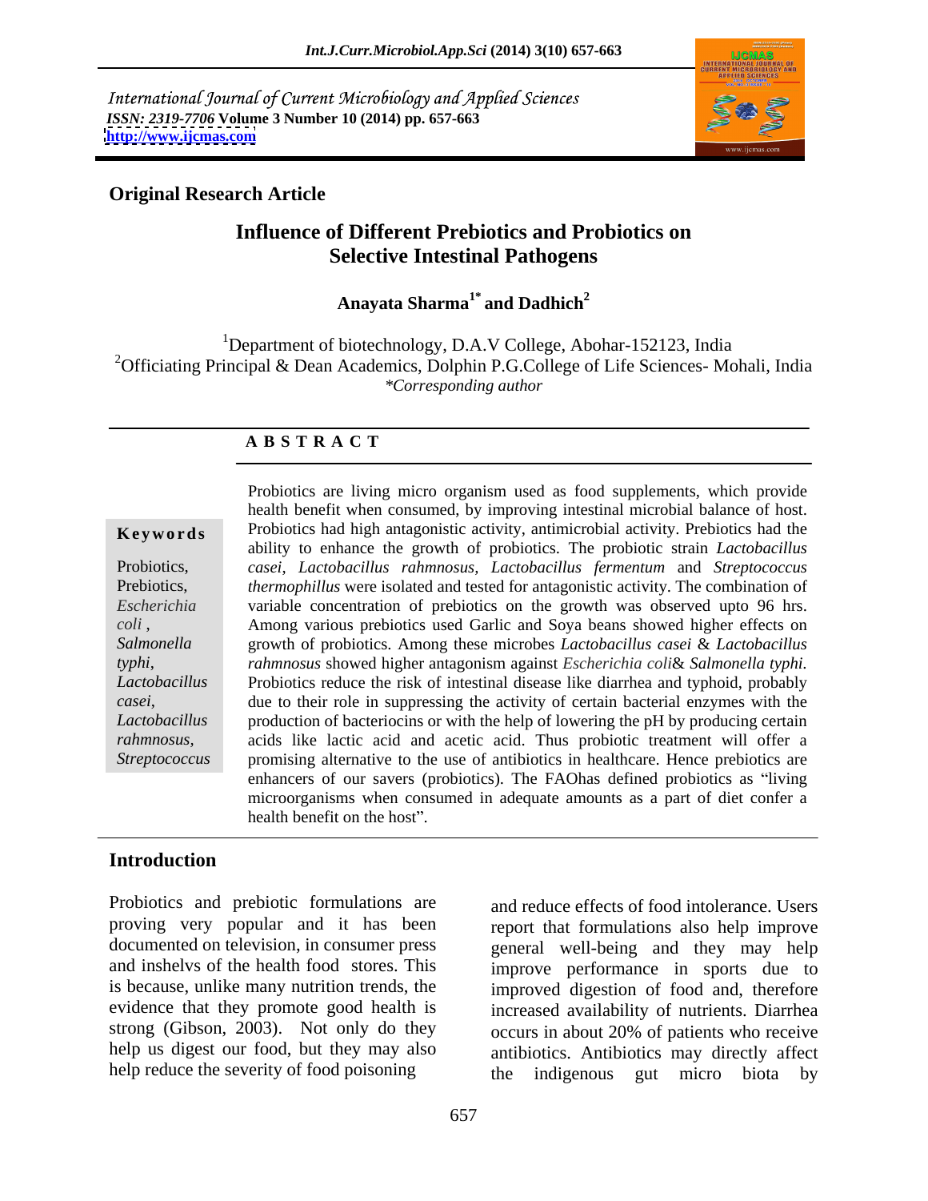International Journal of Current Microbiology and Applied Sciences
*ISSN: 2319-7706* **Volume 3 Number 10 (2014) pp. 657-663**
**http://www.ijcmas.com**

**Original Research Article**

# Influence of Different Prebiotics and Probiotics on Selective Intestinal Pathogens

**Anayata Sharma[1*] and Dadhich[2]**

[1]Department of biotechnology, D.A.V College, Abohar-152123, India
[2]Officiating Principal & Dean Academics, Dolphin P.G.College of Life Sciences- Mohali, India
*\*Corresponding author*

**A B S T R A C T**

**Keywords**

Probiotics, Prebiotics, *Escherichia coli*, *Salmonella typhi*, *Lactobacillus casei*, *Lactobacillus rahmnosus*, *Streptococcus*

Probiotics are living micro organism used as food supplements, which provide health benefit when consumed, by improving intestinal microbial balance of host. Probiotics had high antagonistic activity, antimicrobial activity. Prebiotics had the ability to enhance the growth of probiotics. The probiotic strain *Lactobacillus casei*, *Lactobacillus rahmnosus*, *Lactobacillus fermentum* and *Streptococcus thermophillus* were isolated and tested for antagonistic activity. The combination of variable concentration of prebiotics on the growth was observed upto 96 hrs. Among various prebiotics used Garlic and Soya beans showed higher effects on growth of probiotics. Among these microbes *Lactobacillus casei* & *Lactobacillus rahmnosus* showed higher antagonism against *Escherichia coli*& *Salmonella typhi.* Probiotics reduce the risk of intestinal disease like diarrhea and typhoid, probably due to their role in suppressing the activity of certain bacterial enzymes with the production of bacteriocins or with the help of lowering the pH by producing certain acids like lactic acid and acetic acid. Thus probiotic treatment will offer a promising alternative to the use of antibiotics in healthcare. Hence prebiotics are enhancers of our savers (probiotics). The FAOhas defined probiotics as "living microorganisms when consumed in adequate amounts as a part of diet confer a health benefit on the host".

## Introduction

Probiotics and prebiotic formulations are proving very popular and it has been documented on television, in consumer press and inshelvs of the health food stores. This is because, unlike many nutrition trends, the evidence that they promote good health is strong (Gibson, 2003). Not only do they help us digest our food, but they may also help reduce the severity of food poisoning and reduce effects of food intolerance. Users report that formulations also help improve general well-being and they may help improve performance in sports due to improved digestion of food and, therefore increased availability of nutrients. Diarrhea occurs in about 20% of patients who receive antibiotics. Antibiotics may directly affect the indigenous gut micro biota by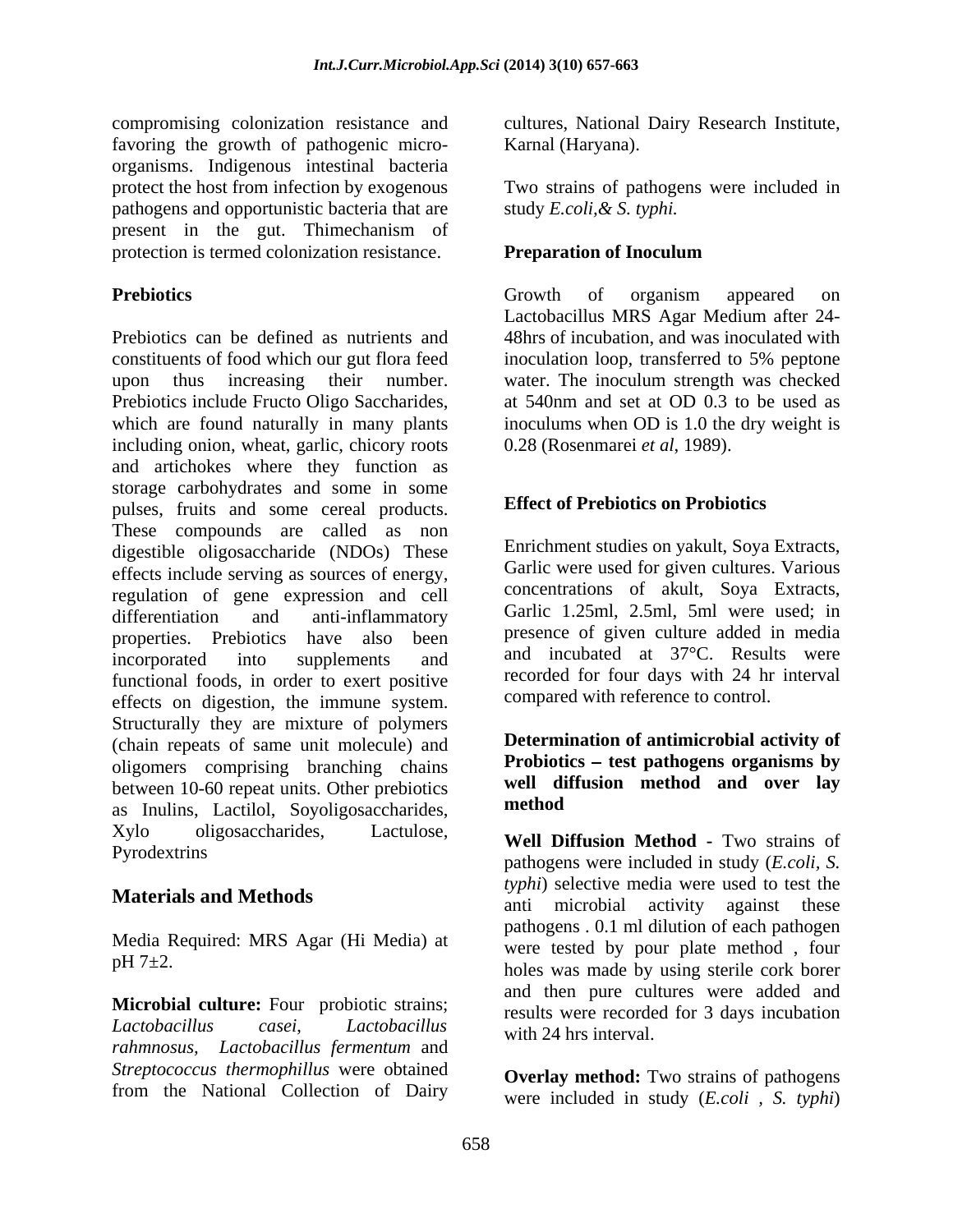compromising colonization resistance and favoring the growth of pathogenic micro-organisms. Indigenous intestinal bacteria protect the host from infection by exogenous pathogens and opportunistic bacteria that are present in the gut. Thimechanism of protection is termed colonization resistance.

### Prebiotics

Prebiotics can be defined as nutrients and constituents of food which our gut flora feed upon thus increasing their number. Prebiotics include Fructo Oligo Saccharides, which are found naturally in many plants including onion, wheat, garlic, chicory roots and artichokes where they function as storage carbohydrates and some in some pulses, fruits and some cereal products. These compounds are called as non digestible oligosaccharide (NDOs) These effects include serving as sources of energy, regulation of gene expression and cell differentiation and anti-inflammatory properties. Prebiotics have also been incorporated into supplements and functional foods, in order to exert positive effects on digestion, the immune system. Structurally they are mixture of polymers (chain repeats of same unit molecule) and oligomers comprising branching chains between 10-60 repeat units. Other prebiotics as Inulins, Lactilol, Soyoligosaccharides, Xylo oligosaccharides, Lactulose, Pyrodextrins

## Materials and Methods

Media Required: MRS Agar (Hi Media) at pH 7±2.

**Microbial culture:** Four probiotic strains; *Lactobacillus casei, Lactobacillus rahmnosus, Lactobacillus fermentum* and *Streptococcus thermophillus* were obtained from the National Collection of Dairy cultures, National Dairy Research Institute, Karnal (Haryana).

Two strains of pathogens were included in study *E.coli,& S. typhi.*

### Preparation of Inoculum

Growth of organism appeared on Lactobacillus MRS Agar Medium after 24-48hrs of incubation, and was inoculated with inoculation loop, transferred to 5% peptone water. The inoculum strength was checked at 540nm and set at OD 0.3 to be used as inoculums when OD is 1.0 the dry weight is 0.28 (Rosenmarei *et al*, 1989).

### Effect of Prebiotics on Probiotics

Enrichment studies on yakult, Soya Extracts, Garlic were used for given cultures. Various concentrations of akult, Soya Extracts, Garlic 1.25ml, 2.5ml, 5ml were used; in presence of given culture added in media and incubated at 37°C. Results were recorded for four days with 24 hr interval compared with reference to control.

### Determination of antimicrobial activity of Probiotics – test pathogens organisms by well diffusion method and over lay method

**Well Diffusion Method -** Two strains of pathogens were included in study (*E.coli, S. typhi*) selective media were used to test the anti microbial activity against these pathogens . 0.1 ml dilution of each pathogen were tested by pour plate method , four holes was made by using sterile cork borer and then pure cultures were added and results were recorded for 3 days incubation with 24 hrs interval.

**Overlay method:** Two strains of pathogens were included in study (*E.coli , S. typhi*)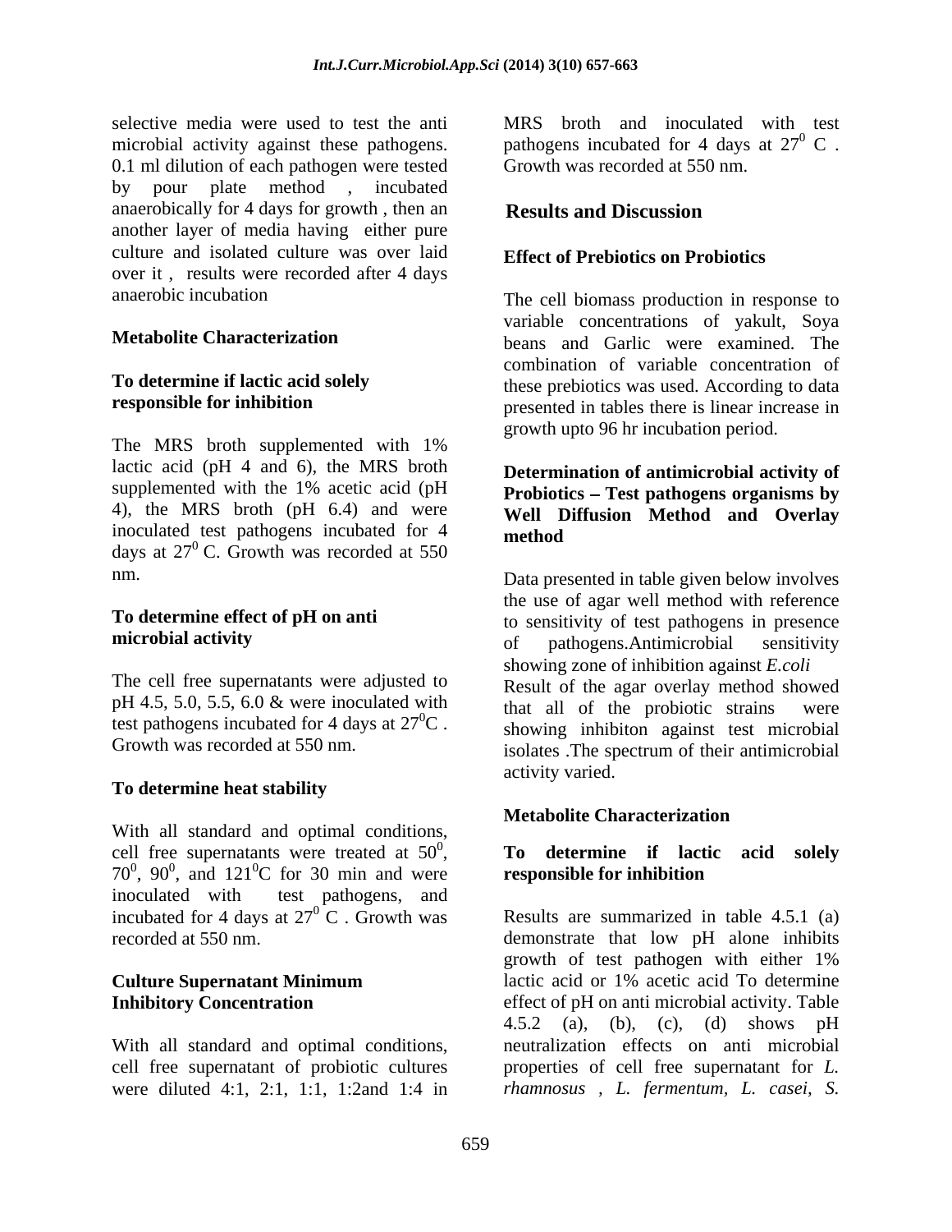selective media were used to test the anti microbial activity against these pathogens. 0.1 ml dilution of each pathogen were tested by pour plate method , incubated anaerobically for 4 days for growth , then an another layer of media having either pure culture and isolated culture was over laid over it , results were recorded after 4 days anaerobic incubation

**Metabolite Characterization**

**To determine if lactic acid solely responsible for inhibition**

The MRS broth supplemented with 1% lactic acid (pH 4 and 6), the MRS broth supplemented with the 1% acetic acid (pH 4), the MRS broth (pH 6.4) and were inoculated test pathogens incubated for 4 days at $27^0$ C. Growth was recorded at 550 nm.

**To determine effect of pH on anti microbial activity**

The cell free supernatants were adjusted to pH 4.5, 5.0, 5.5, 6.0 & were inoculated with test pathogens incubated for 4 days at $27^0$C . Growth was recorded at 550 nm.

**To determine heat stability**

With all standard and optimal conditions, cell free supernatants were treated at $50^0$, $70^0$, $90^0$, and $121^0$C for 30 min and were inoculated with test pathogens, and incubated for 4 days at $27^0$ C . Growth was recorded at 550 nm.

**Culture Supernatant Minimum Inhibitory Concentration**

With all standard and optimal conditions, cell free supernatant of probiotic cultures were diluted 4:1, 2:1, 1:1, 1:2and 1:4 in MRS broth and inoculated with test pathogens incubated for 4 days at $27^0$ C . Growth was recorded at 550 nm.

## Results and Discussion

**Effect of Prebiotics on Probiotics**

The cell biomass production in response to variable concentrations of yakult, Soya beans and Garlic were examined. The combination of variable concentration of these prebiotics was used. According to data presented in tables there is linear increase in growth upto 96 hr incubation period.

**Determination of antimicrobial activity of Probiotics – Test pathogens organisms by Well Diffusion Method and Overlay method**

Data presented in table given below involves the use of agar well method with reference to sensitivity of test pathogens in presence of pathogens.Antimicrobial sensitivity showing zone of inhibition against *E.coli* Result of the agar overlay method showed that all of the probiotic strains were showing inhibiton against test microbial isolates .The spectrum of their antimicrobial activity varied.

**Metabolite Characterization**

**To determine if lactic acid solely responsible for inhibition**

Results are summarized in table 4.5.1 (a) demonstrate that low pH alone inhibits growth of test pathogen with either 1% lactic acid or 1% acetic acid To determine effect of pH on anti microbial activity. Table 4.5.2 (a), (b), (c), (d) shows pH neutralization effects on anti microbial properties of cell free supernatant for *L. rhamnosus* , *L. fermentum, L. casei, S.*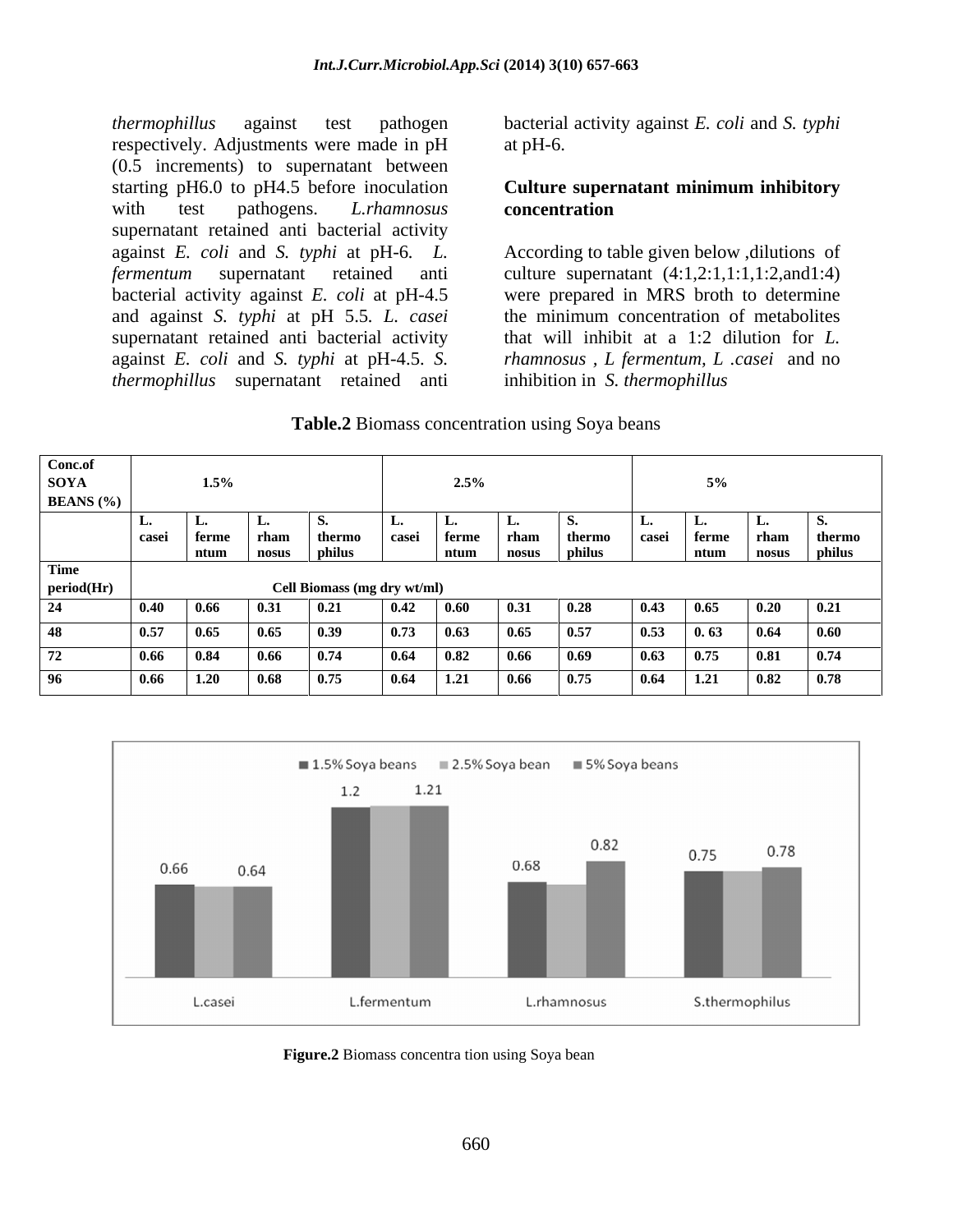*thermophillus* against test pathogen respectively. Adjustments were made in pH (0.5 increments) to supernatant between starting pH6.0 to pH4.5 before inoculation with test pathogens. *L.rhamnosus* supernatant retained anti bacterial activity against *E. coli* and *S. typhi* at pH-6. *L. fermentum* supernatant retained anti bacterial activity against *E. coli* at pH-4.5 and against *S. typhi* at pH 5.5. *L. casei* supernatant retained anti bacterial activity against *E. coli* and *S. typhi* at pH-4.5. *S. thermophillus* supernatant retained anti bacterial activity against *E. coli* and *S. typhi* at pH-6.

## Culture supernatant minimum inhibitory concentration

According to table given below ,dilutions of culture supernatant (4:1,2:1,1:1,1:2,and1:4) were prepared in MRS broth to determine the minimum concentration of metabolites that will inhibit at a 1:2 dilution for *L. rhamnosus* , *L fermentum, L .casei* and no inhibition in *S. thermophillus*

**Table.2** Biomass concentration using Soya beans

| Conc.of SOYA BEANS (%) | 1.5% | | | | 2.5% | | | | 5% | | | |
|---|---|---|---|---|---|---|---|---|---|---|---|---|
| | L. casei | L. fermentum | L. rhamnosus | S. thermophilus | L. casei | L. fermentum | L. rhamnosus | S. thermophilus | L. casei | L. fermentum | L. rhamnosus | S. thermophilus |
| Time period(Hr) | Cell Biomass (mg dry wt/ml) | | | | | | | | | | | |
| 24 | 0.40 | 0.66 | 0.31 | 0.21 | 0.42 | 0.60 | 0.31 | 0.28 | 0.43 | 0.65 | 0.20 | 0.21 |
| 48 | 0.57 | 0.65 | 0.65 | 0.39 | 0.73 | 0.63 | 0.65 | 0.57 | 0.53 | 0. 63 | 0.64 | 0.60 |
| 72 | 0.66 | 0.84 | 0.66 | 0.74 | 0.64 | 0.82 | 0.66 | 0.69 | 0.63 | 0.75 | 0.81 | 0.74 |
| 96 | 0.66 | 1.20 | 0.68 | 0.75 | 0.64 | 1.21 | 0.66 | 0.75 | 0.64 | 1.21 | 0.82 | 0.78 |

**Figure.2** Biomass concentra tion using Soya bean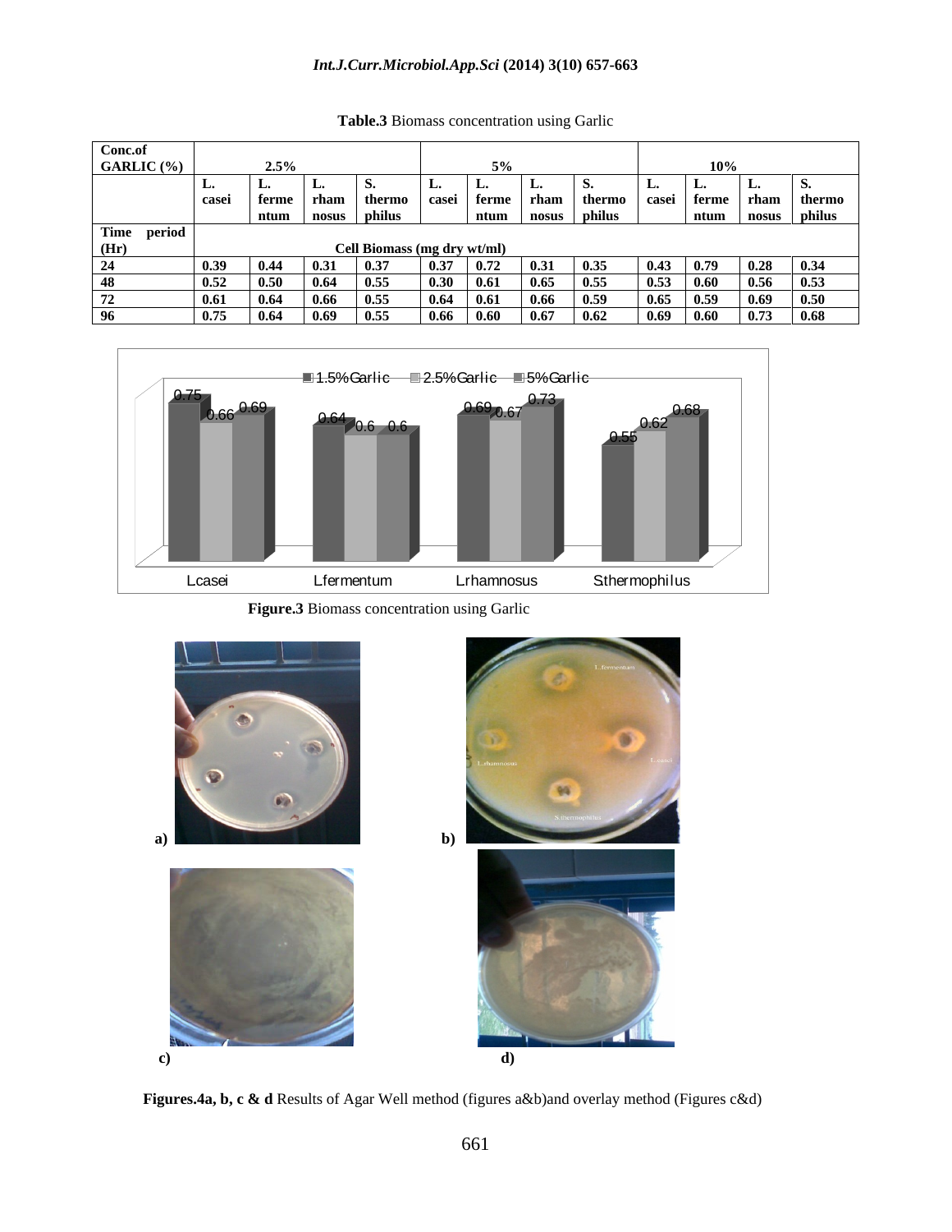**Table.3** Biomass concentration using Garlic

| Conc.of GARLIC (%) | 2.5% | | | | 5% | | | | 10% | | | |
|---|---|---|---|---|---|---|---|---|---|---|---|---|
| | L. casei | L. fermentum | L. rhamnosus | S. thermophilus | L. casei | L. fermentum | L. rhamnosus | S. thermophilus | L. casei | L. fermentum | L. rhamnosus | S. thermophilus |
| Time period (Hr) | Cell Biomass (mg dry wt/ml) | | | | | | | | | | | |
| 24 | 0.39 | 0.44 | 0.31 | 0.37 | 0.37 | 0.72 | 0.31 | 0.35 | 0.43 | 0.79 | 0.28 | 0.34 |
| 48 | 0.52 | 0.50 | 0.64 | 0.55 | 0.30 | 0.61 | 0.65 | 0.55 | 0.53 | 0.60 | 0.56 | 0.53 |
| 72 | 0.61 | 0.64 | 0.66 | 0.55 | 0.64 | 0.61 | 0.66 | 0.59 | 0.65 | 0.59 | 0.69 | 0.50 |
| 96 | 0.75 | 0.64 | 0.69 | 0.55 | 0.66 | 0.60 | 0.67 | 0.62 | 0.69 | 0.60 | 0.73 | 0.68 |

**Figure.3** Biomass concentration using Garlic

**Figures.4a, b, c & d** Results of Agar Well method (figures a&b)and overlay method (Figures c&d)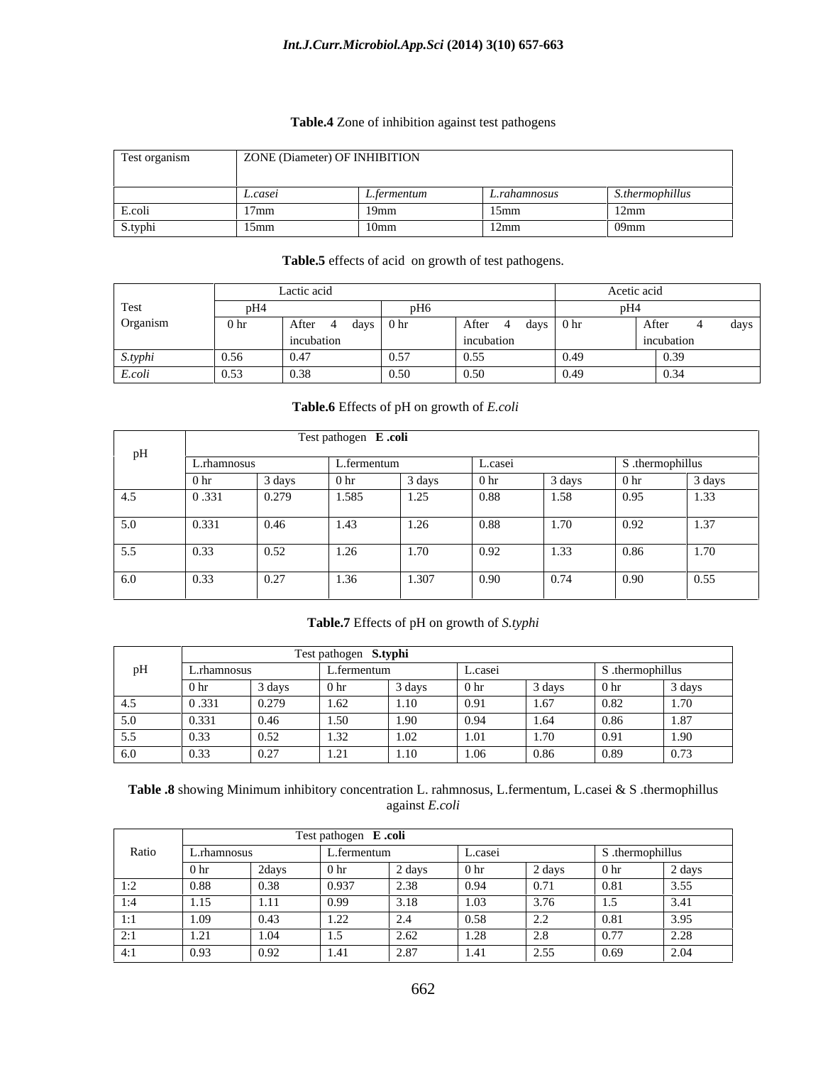**Table.4** Zone of inhibition against test pathogens

| Test organism | ZONE (Diameter) OF INHIBITION | | | |
|---|---|---|---|---|
| | *L.casei* | *L.fermentum* | *L.rahamnosus* | *S.thermophillus* |
| E.coli | 17mm | 19mm | 15mm | 12mm |
| S.typhi | 15mm | 10mm | 12mm | 09mm |

**Table.5** effects of acid on growth of test pathogens.

| Test Organism | Lactic acid | | | | Acetic acid | |
|---|---|---|---|---|---|---|
| | pH4 | | pH6 | | pH4 | |
| | 0 hr | After 4 days incubation | 0 hr | After 4 days incubation | 0 hr | After 4 days incubation |
| *S.typhi* | 0.56 | 0.47 | 0.57 | 0.55 | 0.49 | 0.39 |
| *E.coli* | 0.53 | 0.38 | 0.50 | 0.50 | 0.49 | 0.34 |

**Table.6** Effects of pH on growth of *E.coli*

| pH | Test pathogen **E .coli** | | | | | | | |
|---|---|---|---|---|---|---|---|---|
| | L.rhamnosus | | L.fermentum | | L.casei | | S .thermophillus | |
| | 0 hr | 3 days | 0 hr | 3 days | 0 hr | 3 days | 0 hr | 3 days |
| 4.5 | 0 .331 | 0.279 | 1.585 | 1.25 | 0.88 | 1.58 | 0.95 | 1.33 |
| 5.0 | 0.331 | 0.46 | 1.43 | 1.26 | 0.88 | 1.70 | 0.92 | 1.37 |
| 5.5 | 0.33 | 0.52 | 1.26 | 1.70 | 0.92 | 1.33 | 0.86 | 1.70 |
| 6.0 | 0.33 | 0.27 | 1.36 | 1.307 | 0.90 | 0.74 | 0.90 | 0.55 |

**Table.7** Effects of pH on growth of *S.typhi*

| pH | Test pathogen **S.typhi** | | | | | | | |
|---|---|---|---|---|---|---|---|---|
| | L.rhamnosus | | L.fermentum | | L.casei | | S .thermophillus | |
| | 0 hr | 3 days | 0 hr | 3 days | 0 hr | 3 days | 0 hr | 3 days |
| 4.5 | 0 .331 | 0.279 | 1.62 | 1.10 | 0.91 | 1.67 | 0.82 | 1.70 |
| 5.0 | 0.331 | 0.46 | 1.50 | 1.90 | 0.94 | 1.64 | 0.86 | 1.87 |
| 5.5 | 0.33 | 0.52 | 1.32 | 1.02 | 1.01 | 1.70 | 0.91 | 1.90 |
| 6.0 | 0.33 | 0.27 | 1.21 | 1.10 | 1.06 | 0.86 | 0.89 | 0.73 |

**Table .8** showing Minimum inhibitory concentration L. rahmnosus, L.fermentum, L.casei & S .thermophillus against *E.coli*

| Ratio | Test pathogen **E .coli** | | | | | | | |
|---|---|---|---|---|---|---|---|---|
| | L.rhamnosus | | L.fermentum | | L.casei | | S .thermophillus | |
| | 0 hr | 2days | 0 hr | 2 days | 0 hr | 2 days | 0 hr | 2 days |
| 1:2 | 0.88 | 0.38 | 0.937 | 2.38 | 0.94 | 0.71 | 0.81 | 3.55 |
| 1:4 | 1.15 | 1.11 | 0.99 | 3.18 | 1.03 | 3.76 | 1.5 | 3.41 |
| 1:1 | 1.09 | 0.43 | 1.22 | 2.4 | 0.58 | 2.2 | 0.81 | 3.95 |
| 2:1 | 1.21 | 1.04 | 1.5 | 2.62 | 1.28 | 2.8 | 0.77 | 2.28 |
| 4:1 | 0.93 | 0.92 | 1.41 | 2.87 | 1.41 | 2.55 | 0.69 | 2.04 |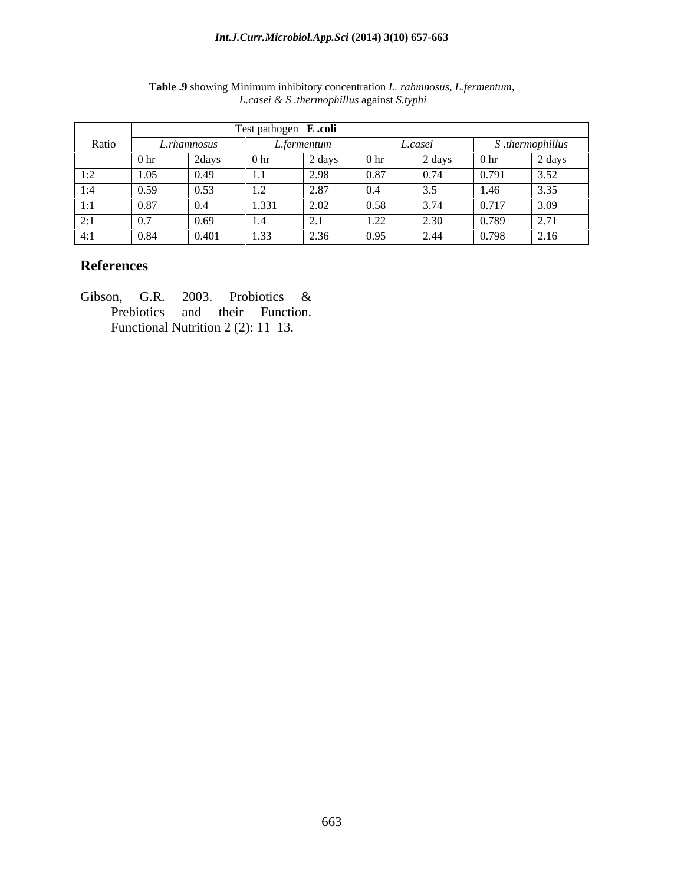**Table .9** showing Minimum inhibitory concentration *L. rahmnosus, L.fermentum, L.casei & S .thermophillus* against *S.typhi*

| Ratio | Test pathogen **E .coli** | | | | | | | |
|---|---|---|---|---|---|---|---|---|
| | *L.rhamnosus* | | *L.fermentum* | | *L.casei* | | *S .thermophillus* | |
| | 0 hr | 2days | 0 hr | 2 days | 0 hr | 2 days | 0 hr | 2 days |
| 1:2 | 1.05 | 0.49 | 1.1 | 2.98 | 0.87 | 0.74 | 0.791 | 3.52 |
| 1:4 | 0.59 | 0.53 | 1.2 | 2.87 | 0.4 | 3.5 | 1.46 | 3.35 |
| 1:1 | 0.87 | 0.4 | 1.331 | 2.02 | 0.58 | 3.74 | 0.717 | 3.09 |
| 2:1 | 0.7 | 0.69 | 1.4 | 2.1 | 1.22 | 2.30 | 0.789 | 2.71 |
| 4:1 | 0.84 | 0.401 | 1.33 | 2.36 | 0.95 | 2.44 | 0.798 | 2.16 |

## References

Gibson, G.R. 2003. Probiotics & Prebiotics and their Function. Functional Nutrition 2 (2): 11–13.